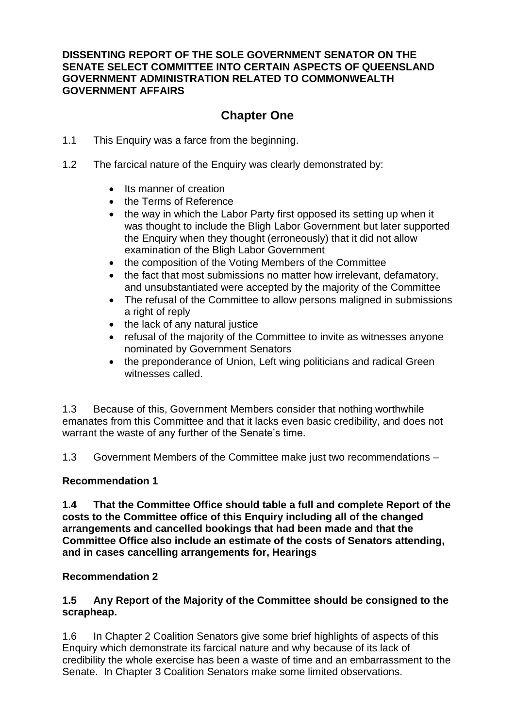**DISSENTING REPORT OF THE SOLE GOVERNMENT SENATOR ON THE SENATE SELECT COMMITTEE INTO CERTAIN ASPECTS OF QUEENSLAND GOVERNMENT ADMINISTRATION RELATED TO COMMONWEALTH GOVERNMENT AFFAIRS**

# Chapter One

1.1 This Enquiry was a farce from the beginning.

1.2 The farcical nature of the Enquiry was clearly demonstrated by:

- Its manner of creation
- the Terms of Reference
- the way in which the Labor Party first opposed its setting up when it was thought to include the Bligh Labor Government but later supported the Enquiry when they thought (erroneously) that it did not allow examination of the Bligh Labor Government
- the composition of the Voting Members of the Committee
- the fact that most submissions no matter how irrelevant, defamatory, and unsubstantiated were accepted by the majority of the Committee
- The refusal of the Committee to allow persons maligned in submissions a right of reply
- the lack of any natural justice
- refusal of the majority of the Committee to invite as witnesses anyone nominated by Government Senators
- the preponderance of Union, Left wing politicians and radical Green witnesses called.

1.3 Because of this, Government Members consider that nothing worthwhile emanates from this Committee and that it lacks even basic credibility, and does not warrant the waste of any further of the Senate's time.

1.3 Government Members of the Committee make just two recommendations –

**Recommendation 1**

**1.4 That the Committee Office should table a full and complete Report of the costs to the Committee office of this Enquiry including all of the changed arrangements and cancelled bookings that had been made and that the Committee Office also include an estimate of the costs of Senators attending, and in cases cancelling arrangements for, Hearings**

**Recommendation 2**

**1.5 Any Report of the Majority of the Committee should be consigned to the scrapheap.**

1.6 In Chapter 2 Coalition Senators give some brief highlights of aspects of this Enquiry which demonstrate its farcical nature and why because of its lack of credibility the whole exercise has been a waste of time and an embarrassment to the Senate. In Chapter 3 Coalition Senators make some limited observations.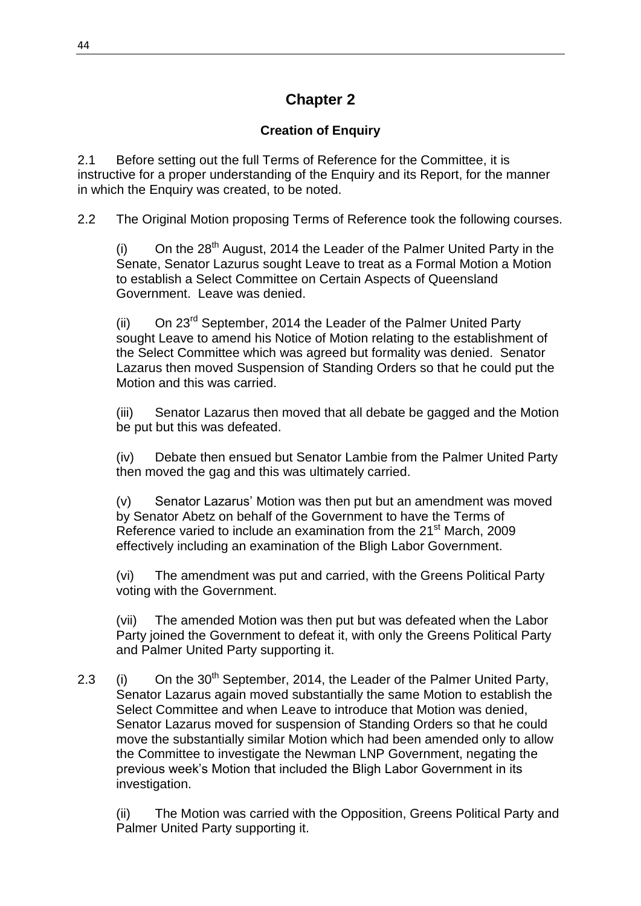# Chapter 2

### Creation of Enquiry

2.1 Before setting out the full Terms of Reference for the Committee, it is instructive for a proper understanding of the Enquiry and its Report, for the manner in which the Enquiry was created, to be noted.

2.2 The Original Motion proposing Terms of Reference took the following courses.

(i) On the 28th August, 2014 the Leader of the Palmer United Party in the Senate, Senator Lazurus sought Leave to treat as a Formal Motion a Motion to establish a Select Committee on Certain Aspects of Queensland Government. Leave was denied.

(ii) On 23rd September, 2014 the Leader of the Palmer United Party sought Leave to amend his Notice of Motion relating to the establishment of the Select Committee which was agreed but formality was denied. Senator Lazarus then moved Suspension of Standing Orders so that he could put the Motion and this was carried.

(iii) Senator Lazarus then moved that all debate be gagged and the Motion be put but this was defeated.

(iv) Debate then ensued but Senator Lambie from the Palmer United Party then moved the gag and this was ultimately carried.

(v) Senator Lazarus' Motion was then put but an amendment was moved by Senator Abetz on behalf of the Government to have the Terms of Reference varied to include an examination from the 21st March, 2009 effectively including an examination of the Bligh Labor Government.

(vi) The amendment was put and carried, with the Greens Political Party voting with the Government.

(vii) The amended Motion was then put but was defeated when the Labor Party joined the Government to defeat it, with only the Greens Political Party and Palmer United Party supporting it.

2.3 (i) On the 30th September, 2014, the Leader of the Palmer United Party, Senator Lazarus again moved substantially the same Motion to establish the Select Committee and when Leave to introduce that Motion was denied, Senator Lazarus moved for suspension of Standing Orders so that he could move the substantially similar Motion which had been amended only to allow the Committee to investigate the Newman LNP Government, negating the previous week's Motion that included the Bligh Labor Government in its investigation.

(ii) The Motion was carried with the Opposition, Greens Political Party and Palmer United Party supporting it.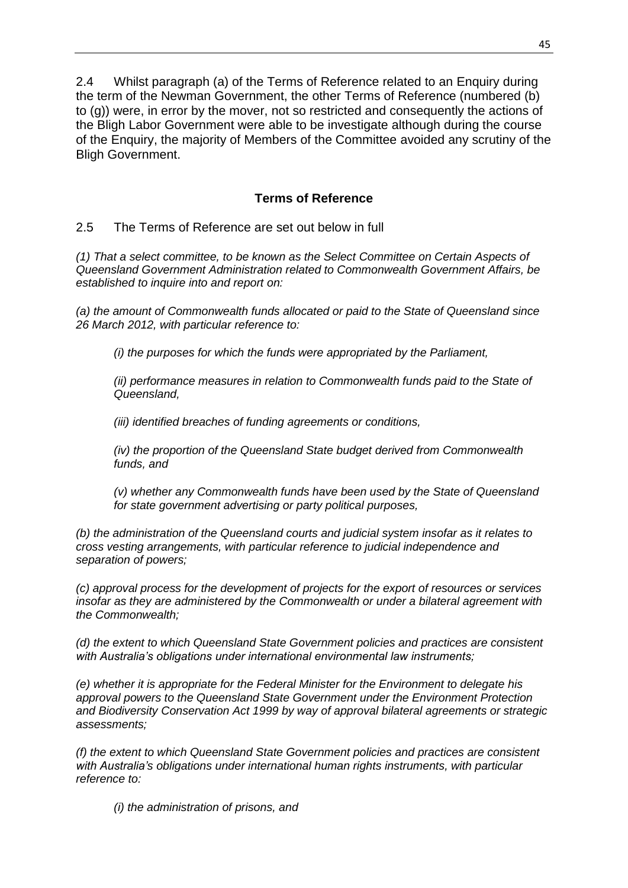2.4 Whilst paragraph (a) of the Terms of Reference related to an Enquiry during the term of the Newman Government, the other Terms of Reference (numbered (b) to (g)) were, in error by the mover, not so restricted and consequently the actions of the Bligh Labor Government were able to be investigate although during the course of the Enquiry, the majority of Members of the Committee avoided any scrutiny of the Bligh Government.

## Terms of Reference

2.5 The Terms of Reference are set out below in full

*(1) That a select committee, to be known as the Select Committee on Certain Aspects of Queensland Government Administration related to Commonwealth Government Affairs, be established to inquire into and report on:*

*(a) the amount of Commonwealth funds allocated or paid to the State of Queensland since 26 March 2012, with particular reference to:*

> *(i) the purposes for which the funds were appropriated by the Parliament,*
>
> *(ii) performance measures in relation to Commonwealth funds paid to the State of Queensland,*
>
> *(iii) identified breaches of funding agreements or conditions,*
>
> *(iv) the proportion of the Queensland State budget derived from Commonwealth funds, and*
>
> *(v) whether any Commonwealth funds have been used by the State of Queensland for state government advertising or party political purposes,*

*(b) the administration of the Queensland courts and judicial system insofar as it relates to cross vesting arrangements, with particular reference to judicial independence and separation of powers;*

*(c) approval process for the development of projects for the export of resources or services insofar as they are administered by the Commonwealth or under a bilateral agreement with the Commonwealth;*

*(d) the extent to which Queensland State Government policies and practices are consistent with Australia's obligations under international environmental law instruments;*

*(e) whether it is appropriate for the Federal Minister for the Environment to delegate his approval powers to the Queensland State Government under the Environment Protection and Biodiversity Conservation Act 1999 by way of approval bilateral agreements or strategic assessments;*

*(f) the extent to which Queensland State Government policies and practices are consistent with Australia's obligations under international human rights instruments, with particular reference to:*

> *(i) the administration of prisons, and*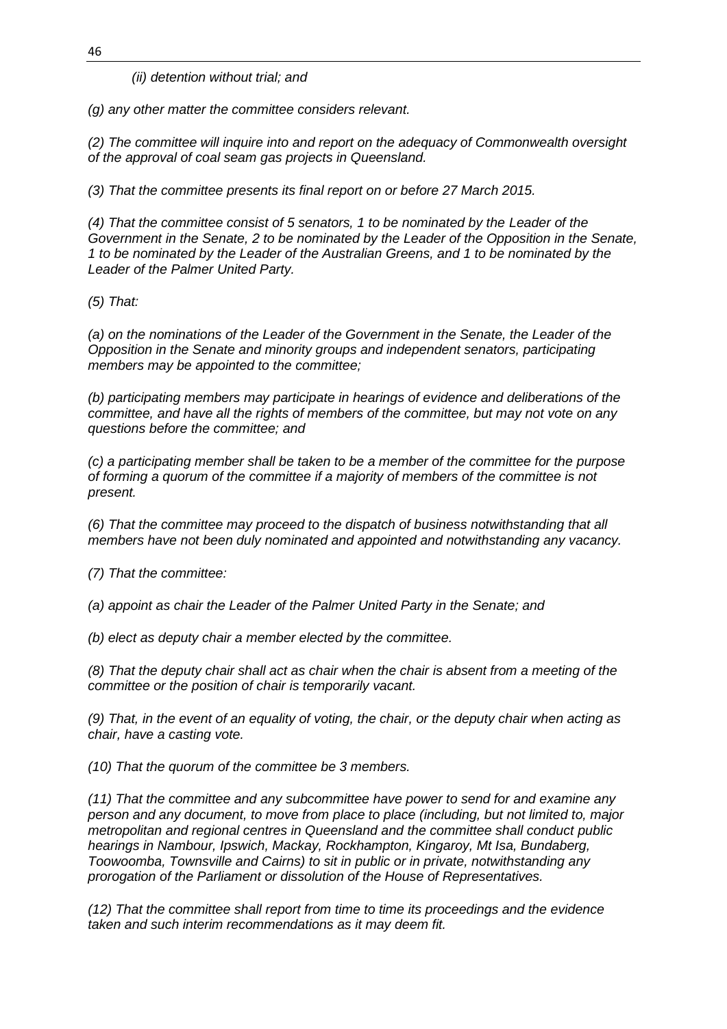*(ii) detention without trial; and*

*(g) any other matter the committee considers relevant.*

*(2) The committee will inquire into and report on the adequacy of Commonwealth oversight of the approval of coal seam gas projects in Queensland.*

*(3) That the committee presents its final report on or before 27 March 2015.*

*(4) That the committee consist of 5 senators, 1 to be nominated by the Leader of the Government in the Senate, 2 to be nominated by the Leader of the Opposition in the Senate, 1 to be nominated by the Leader of the Australian Greens, and 1 to be nominated by the Leader of the Palmer United Party.*

*(5) That:*

*(a) on the nominations of the Leader of the Government in the Senate, the Leader of the Opposition in the Senate and minority groups and independent senators, participating members may be appointed to the committee;*

*(b) participating members may participate in hearings of evidence and deliberations of the committee, and have all the rights of members of the committee, but may not vote on any questions before the committee; and*

*(c) a participating member shall be taken to be a member of the committee for the purpose of forming a quorum of the committee if a majority of members of the committee is not present.*

*(6) That the committee may proceed to the dispatch of business notwithstanding that all members have not been duly nominated and appointed and notwithstanding any vacancy.*

*(7) That the committee:*

*(a) appoint as chair the Leader of the Palmer United Party in the Senate; and*

*(b) elect as deputy chair a member elected by the committee.*

*(8) That the deputy chair shall act as chair when the chair is absent from a meeting of the committee or the position of chair is temporarily vacant.*

*(9) That, in the event of an equality of voting, the chair, or the deputy chair when acting as chair, have a casting vote.*

*(10) That the quorum of the committee be 3 members.*

*(11) That the committee and any subcommittee have power to send for and examine any person and any document, to move from place to place (including, but not limited to, major metropolitan and regional centres in Queensland and the committee shall conduct public hearings in Nambour, Ipswich, Mackay, Rockhampton, Kingaroy, Mt Isa, Bundaberg, Toowoomba, Townsville and Cairns) to sit in public or in private, notwithstanding any prorogation of the Parliament or dissolution of the House of Representatives.*

*(12) That the committee shall report from time to time its proceedings and the evidence taken and such interim recommendations as it may deem fit.*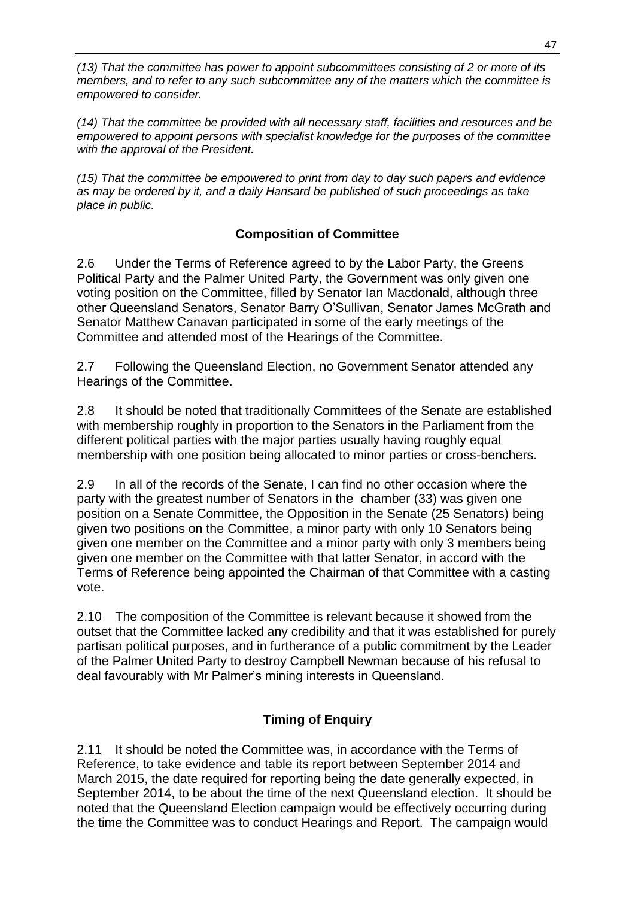*(13) That the committee has power to appoint subcommittees consisting of 2 or more of its members, and to refer to any such subcommittee any of the matters which the committee is empowered to consider.*

*(14) That the committee be provided with all necessary staff, facilities and resources and be empowered to appoint persons with specialist knowledge for the purposes of the committee with the approval of the President.*

*(15) That the committee be empowered to print from day to day such papers and evidence as may be ordered by it, and a daily Hansard be published of such proceedings as take place in public.*

## Composition of Committee

2.6 Under the Terms of Reference agreed to by the Labor Party, the Greens Political Party and the Palmer United Party, the Government was only given one voting position on the Committee, filled by Senator Ian Macdonald, although three other Queensland Senators, Senator Barry O'Sullivan, Senator James McGrath and Senator Matthew Canavan participated in some of the early meetings of the Committee and attended most of the Hearings of the Committee.

2.7 Following the Queensland Election, no Government Senator attended any Hearings of the Committee.

2.8 It should be noted that traditionally Committees of the Senate are established with membership roughly in proportion to the Senators in the Parliament from the different political parties with the major parties usually having roughly equal membership with one position being allocated to minor parties or cross-benchers.

2.9 In all of the records of the Senate, I can find no other occasion where the party with the greatest number of Senators in the chamber (33) was given one position on a Senate Committee, the Opposition in the Senate (25 Senators) being given two positions on the Committee, a minor party with only 10 Senators being given one member on the Committee and a minor party with only 3 members being given one member on the Committee with that latter Senator, in accord with the Terms of Reference being appointed the Chairman of that Committee with a casting vote.

2.10 The composition of the Committee is relevant because it showed from the outset that the Committee lacked any credibility and that it was established for purely partisan political purposes, and in furtherance of a public commitment by the Leader of the Palmer United Party to destroy Campbell Newman because of his refusal to deal favourably with Mr Palmer's mining interests in Queensland.

## Timing of Enquiry

2.11 It should be noted the Committee was, in accordance with the Terms of Reference, to take evidence and table its report between September 2014 and March 2015, the date required for reporting being the date generally expected, in September 2014, to be about the time of the next Queensland election. It should be noted that the Queensland Election campaign would be effectively occurring during the time the Committee was to conduct Hearings and Report. The campaign would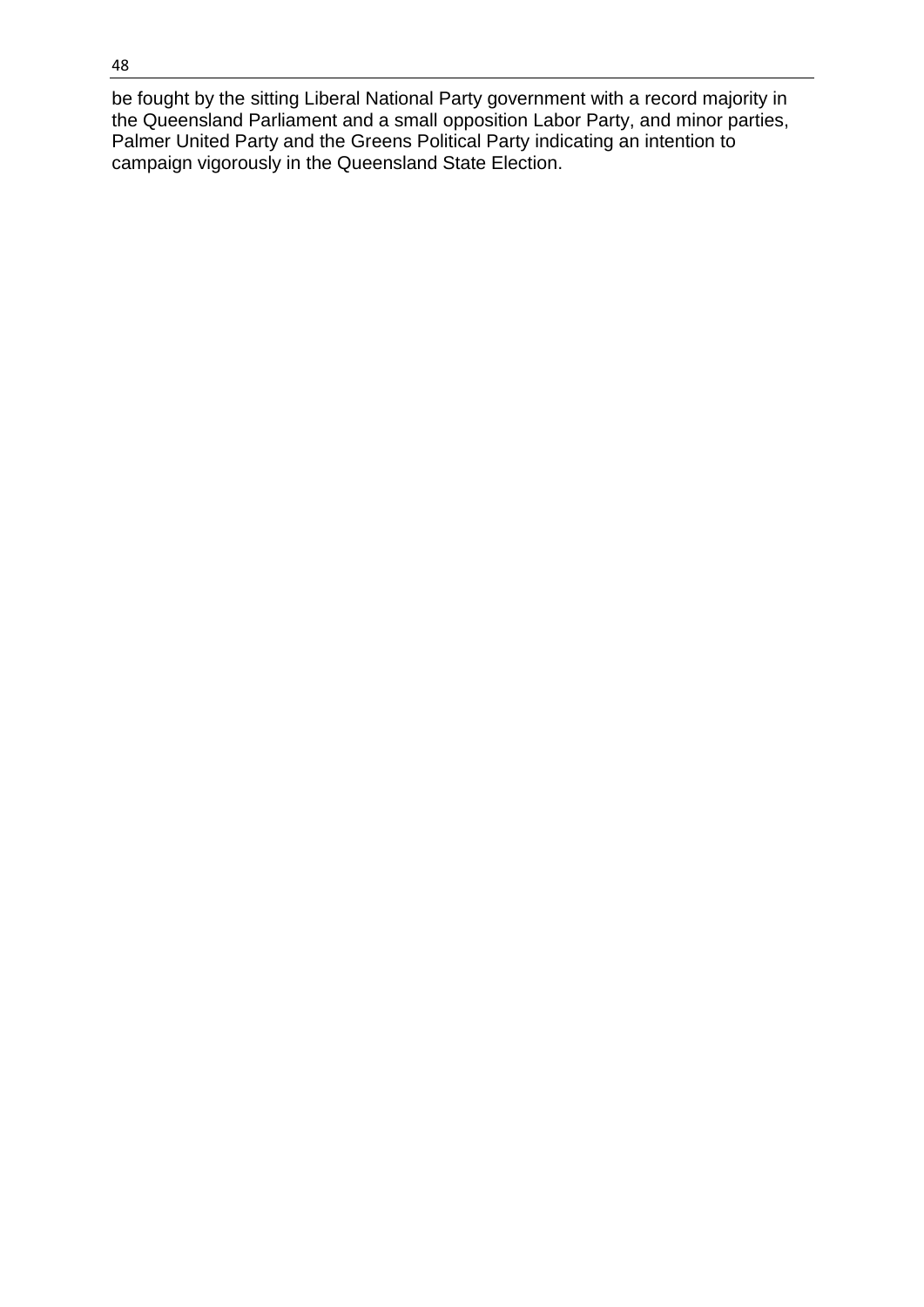be fought by the sitting Liberal National Party government with a record majority in the Queensland Parliament and a small opposition Labor Party, and minor parties, Palmer United Party and the Greens Political Party indicating an intention to campaign vigorously in the Queensland State Election.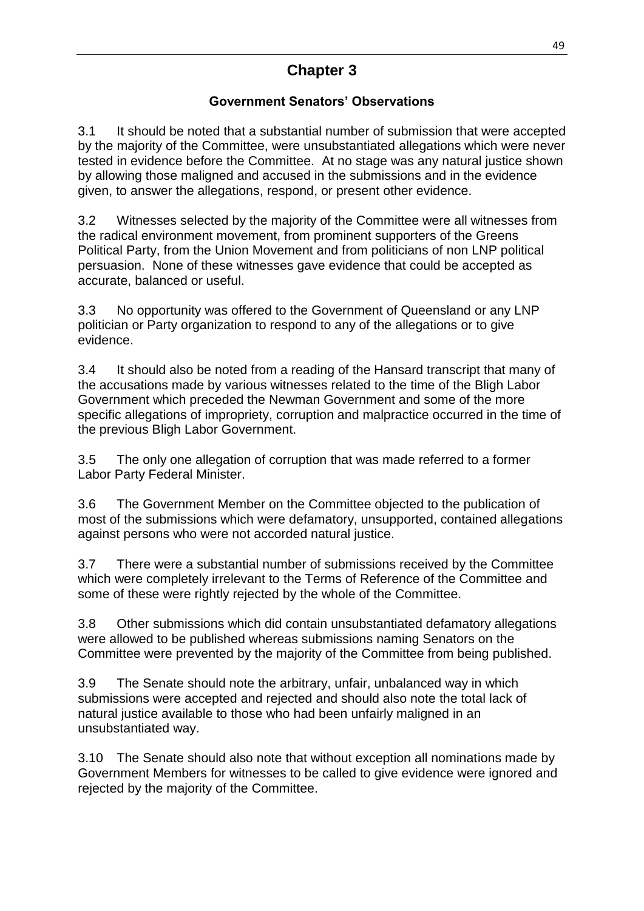# Chapter 3

## Government Senators' Observations

3.1 It should be noted that a substantial number of submission that were accepted by the majority of the Committee, were unsubstantiated allegations which were never tested in evidence before the Committee. At no stage was any natural justice shown by allowing those maligned and accused in the submissions and in the evidence given, to answer the allegations, respond, or present other evidence.

3.2 Witnesses selected by the majority of the Committee were all witnesses from the radical environment movement, from prominent supporters of the Greens Political Party, from the Union Movement and from politicians of non LNP political persuasion. None of these witnesses gave evidence that could be accepted as accurate, balanced or useful.

3.3 No opportunity was offered to the Government of Queensland or any LNP politician or Party organization to respond to any of the allegations or to give evidence.

3.4 It should also be noted from a reading of the Hansard transcript that many of the accusations made by various witnesses related to the time of the Bligh Labor Government which preceded the Newman Government and some of the more specific allegations of impropriety, corruption and malpractice occurred in the time of the previous Bligh Labor Government.

3.5 The only one allegation of corruption that was made referred to a former Labor Party Federal Minister.

3.6 The Government Member on the Committee objected to the publication of most of the submissions which were defamatory, unsupported, contained allegations against persons who were not accorded natural justice.

3.7 There were a substantial number of submissions received by the Committee which were completely irrelevant to the Terms of Reference of the Committee and some of these were rightly rejected by the whole of the Committee.

3.8 Other submissions which did contain unsubstantiated defamatory allegations were allowed to be published whereas submissions naming Senators on the Committee were prevented by the majority of the Committee from being published.

3.9 The Senate should note the arbitrary, unfair, unbalanced way in which submissions were accepted and rejected and should also note the total lack of natural justice available to those who had been unfairly maligned in an unsubstantiated way.

3.10 The Senate should also note that without exception all nominations made by Government Members for witnesses to be called to give evidence were ignored and rejected by the majority of the Committee.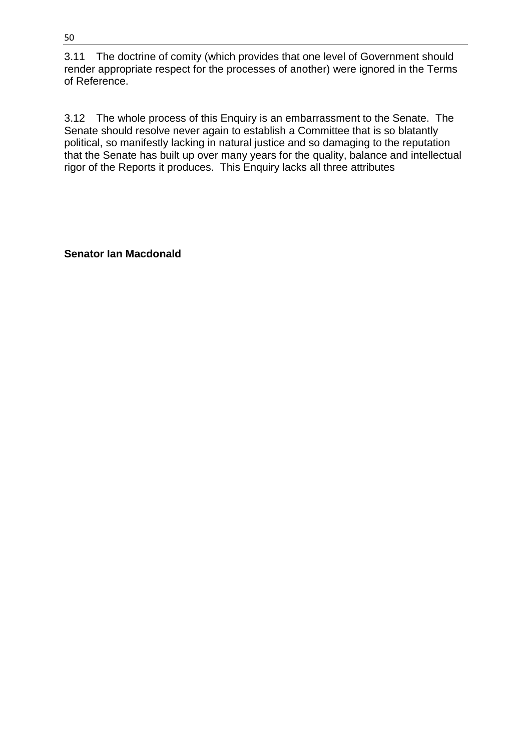3.11 The doctrine of comity (which provides that one level of Government should render appropriate respect for the processes of another) were ignored in the Terms of Reference.

3.12 The whole process of this Enquiry is an embarrassment to the Senate. The Senate should resolve never again to establish a Committee that is so blatantly political, so manifestly lacking in natural justice and so damaging to the reputation that the Senate has built up over many years for the quality, balance and intellectual rigor of the Reports it produces. This Enquiry lacks all three attributes

**Senator Ian Macdonald**